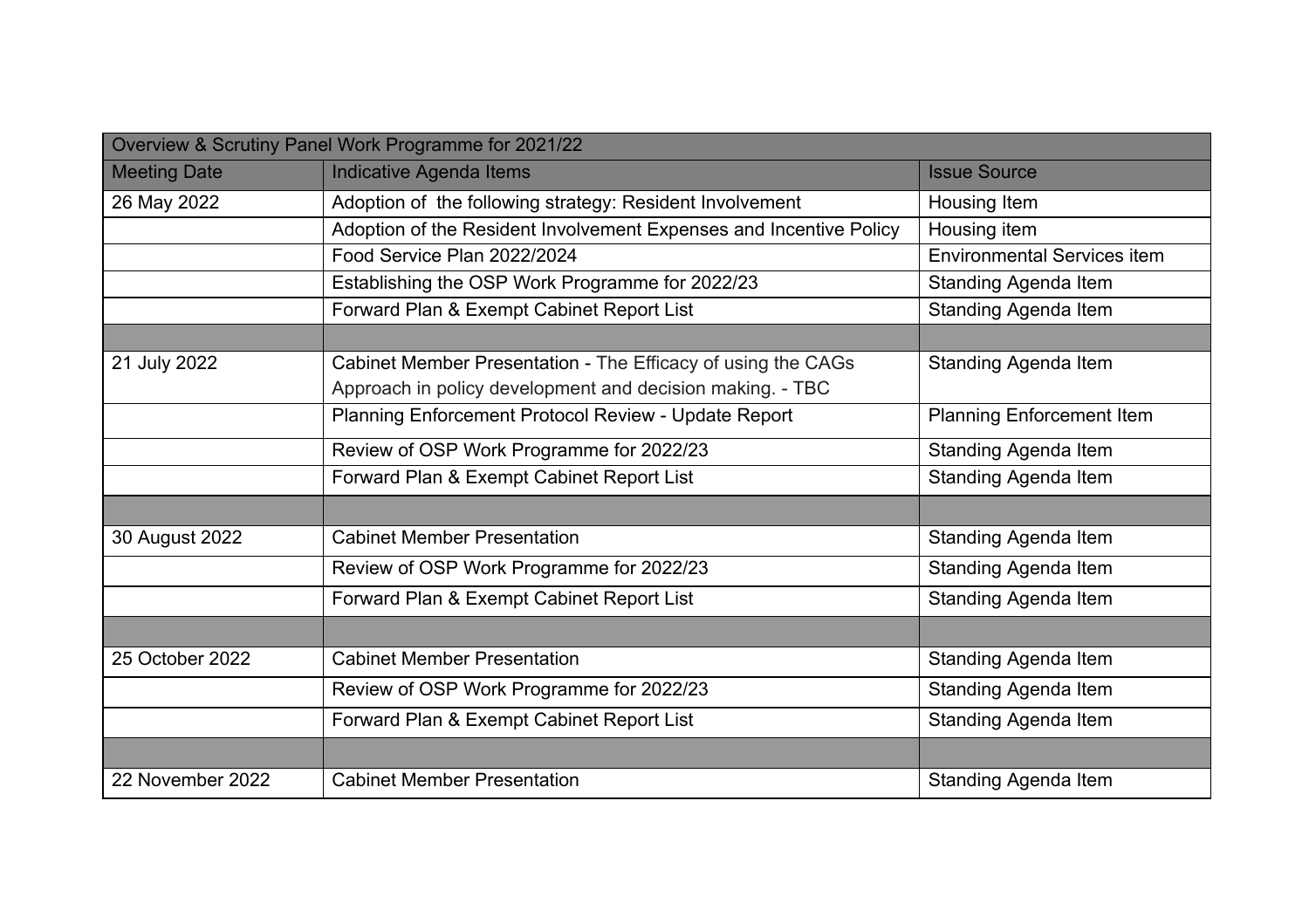| Overview & Scrutiny Panel Work Programme for 2021/22 | | |
|---|---|---|
| Meeting Date | Indicative Agenda Items | Issue Source |
| 26 May 2022 | Adoption of  the following strategy: Resident Involvement | Housing Item |
| | Adoption of the Resident Involvement Expenses and Incentive Policy | Housing item |
| | Food Service Plan 2022/2024 | Environmental Services item |
| | Establishing the OSP Work Programme for 2022/23 | Standing Agenda Item |
| | Forward Plan & Exempt Cabinet Report List | Standing Agenda Item |
| | | |
| 21 July 2022 | Cabinet Member Presentation - The Efficacy of using the CAGs Approach in policy development and decision making. - TBC | Standing Agenda Item |
| | Planning Enforcement Protocol Review - Update Report | Planning Enforcement Item |
| | Review of OSP Work Programme for 2022/23 | Standing Agenda Item |
| | Forward Plan & Exempt Cabinet Report List | Standing Agenda Item |
| | | |
| 30 August 2022 | Cabinet Member Presentation | Standing Agenda Item |
| | Review of OSP Work Programme for 2022/23 | Standing Agenda Item |
| | Forward Plan & Exempt Cabinet Report List | Standing Agenda Item |
| | | |
| 25 October 2022 | Cabinet Member Presentation | Standing Agenda Item |
| | Review of OSP Work Programme for 2022/23 | Standing Agenda Item |
| | Forward Plan & Exempt Cabinet Report List | Standing Agenda Item |
| | | |
| 22 November 2022 | Cabinet Member Presentation | Standing Agenda Item |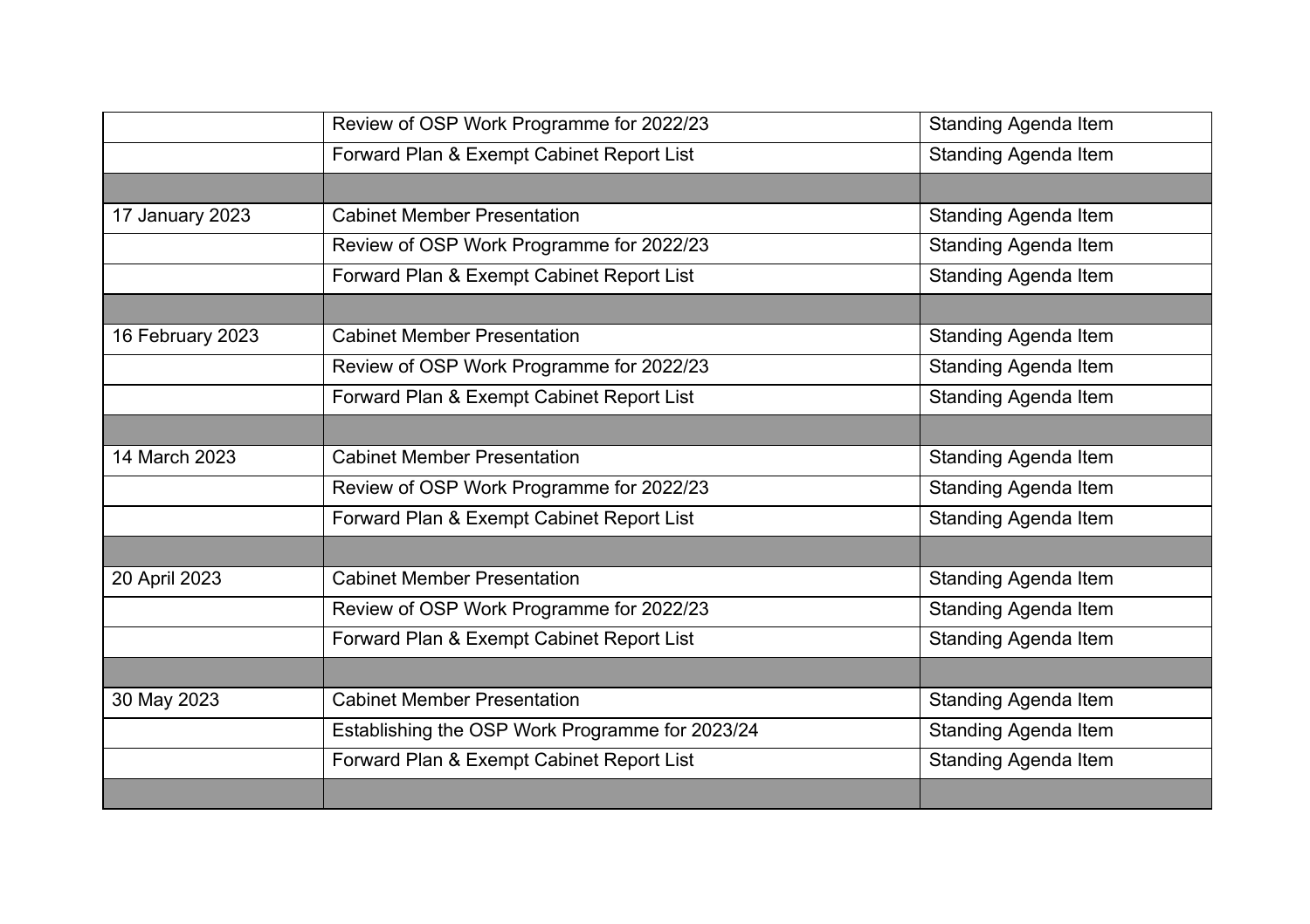| | | |
|---|---|---|
| | Review of OSP Work Programme for 2022/23 | Standing Agenda Item |
| | Forward Plan & Exempt Cabinet Report List | Standing Agenda Item |
| | | |
| 17 January 2023 | Cabinet Member Presentation | Standing Agenda Item |
| | Review of OSP Work Programme for 2022/23 | Standing Agenda Item |
| | Forward Plan & Exempt Cabinet Report List | Standing Agenda Item |
| | | |
| 16 February 2023 | Cabinet Member Presentation | Standing Agenda Item |
| | Review of OSP Work Programme for 2022/23 | Standing Agenda Item |
| | Forward Plan & Exempt Cabinet Report List | Standing Agenda Item |
| | | |
| 14 March 2023 | Cabinet Member Presentation | Standing Agenda Item |
| | Review of OSP Work Programme for 2022/23 | Standing Agenda Item |
| | Forward Plan & Exempt Cabinet Report List | Standing Agenda Item |
| | | |
| 20 April 2023 | Cabinet Member Presentation | Standing Agenda Item |
| | Review of OSP Work Programme for 2022/23 | Standing Agenda Item |
| | Forward Plan & Exempt Cabinet Report List | Standing Agenda Item |
| | | |
| 30 May 2023 | Cabinet Member Presentation | Standing Agenda Item |
| | Establishing the OSP Work Programme for 2023/24 | Standing Agenda Item |
| | Forward Plan & Exempt Cabinet Report List | Standing Agenda Item |
| | | |